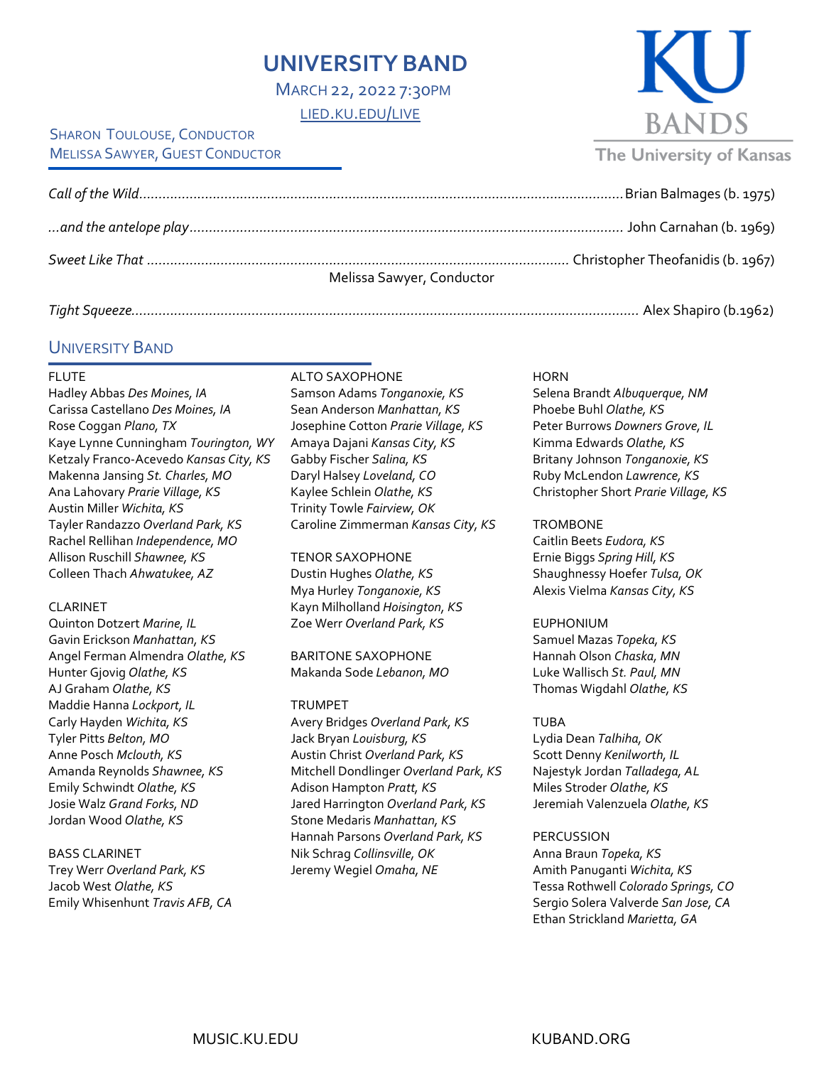# UNIVERSITY BAND

MARCH 22, 2022 7:30PM

LIED.KU.EDU/LIVE

SHARON TOULOUSE, CONDUCTOR
MELISSA SAWYER, GUEST CONDUCTOR

KU BANDS
The University of Kansas

*Call of the Wild*............................................................ Brian Balmages (b. 1975)

*...and the antelope play*............................................................ John Carnahan (b. 1969)

*Sweet Like That* ............................................................ Christopher Theofanidis (b. 1967)
Melissa Sawyer, Conductor

*Tight Squeeze*............................................................ Alex Shapiro (b.1962)

## UNIVERSITY BAND

FLUTE
Hadley Abbas *Des Moines, IA*
Carissa Castellano *Des Moines, IA*
Rose Coggan *Plano, TX*
Kaye Lynne Cunningham *Tourington, WY*
Ketzaly Franco-Acevedo *Kansas City, KS*
Makenna Jansing *St. Charles, MO*
Ana Lahovary *Prarie Village, KS*
Austin Miller *Wichita, KS*
Tayler Randazzo *Overland Park, KS*
Rachel Rellihan *Independence, MO*
Allison Ruschill *Shawnee, KS*
Colleen Thach *Ahwatukee, AZ*

CLARINET
Quinton Dotzert *Marine, IL*
Gavin Erickson *Manhattan, KS*
Angel Ferman Almendra *Olathe, KS*
Hunter Gjovig *Olathe, KS*
AJ Graham *Olathe, KS*
Maddie Hanna *Lockport, IL*
Carly Hayden *Wichita, KS*
Tyler Pitts *Belton, MO*
Anne Posch *Mclouth, KS*
Amanda Reynolds *Shawnee, KS*
Emily Schwindt *Olathe, KS*
Josie Walz *Grand Forks, ND*
Jordan Wood *Olathe, KS*

BASS CLARINET
Trey Werr *Overland Park, KS*
Jacob West *Olathe, KS*
Emily Whisenhunt *Travis AFB, CA*

ALTO SAXOPHONE
Samson Adams *Tonganoxie, KS*
Sean Anderson *Manhattan, KS*
Josephine Cotton *Prarie Village, KS*
Amaya Dajani *Kansas City, KS*
Gabby Fischer *Salina, KS*
Daryl Halsey *Loveland, CO*
Kaylee Schlein *Olathe, KS*
Trinity Towle *Fairview, OK*
Caroline Zimmerman *Kansas City, KS*

TENOR SAXOPHONE
Dustin Hughes *Olathe, KS*
Mya Hurley *Tonganoxie, KS*
Kayn Milholland *Hoisington, KS*
Zoe Werr *Overland Park, KS*

BARITONE SAXOPHONE
Makanda Sode *Lebanon, MO*

TRUMPET
Avery Bridges *Overland Park, KS*
Jack Bryan *Louisburg, KS*
Austin Christ *Overland Park, KS*
Mitchell Dondlinger *Overland Park, KS*
Adison Hampton *Pratt, KS*
Jared Harrington *Overland Park, KS*
Stone Medaris *Manhattan, KS*
Hannah Parsons *Overland Park, KS*
Nik Schrag *Collinsville, OK*
Jeremy Wegiel *Omaha, NE*

HORN
Selena Brandt *Albuquerque, NM*
Phoebe Buhl *Olathe, KS*
Peter Burrows *Downers Grove, IL*
Kimma Edwards *Olathe, KS*
Britany Johnson *Tonganoxie, KS*
Ruby McLendon *Lawrence, KS*
Christopher Short *Prarie Village, KS*

TROMBONE
Caitlin Beets *Eudora, KS*
Ernie Biggs *Spring Hill, KS*
Shaughnessy Hoefer *Tulsa, OK*
Alexis Vielma *Kansas City, KS*

EUPHONIUM
Samuel Mazas *Topeka, KS*
Hannah Olson *Chaska, MN*
Luke Wallisch *St. Paul, MN*
Thomas Wigdahl *Olathe, KS*

TUBA
Lydia Dean *Talhiha, OK*
Scott Denny *Kenilworth, IL*
Najestyk Jordan *Talladega, AL*
Miles Stroder *Olathe, KS*
Jeremiah Valenzuela *Olathe, KS*

PERCUSSION
Anna Braun *Topeka, KS*
Amith Panuganti *Wichita, KS*
Tessa Rothwell *Colorado Springs, CO*
Sergio Solera Valverde *San Jose, CA*
Ethan Strickland *Marietta, GA*

MUSIC.KU.EDU KUBAND.ORG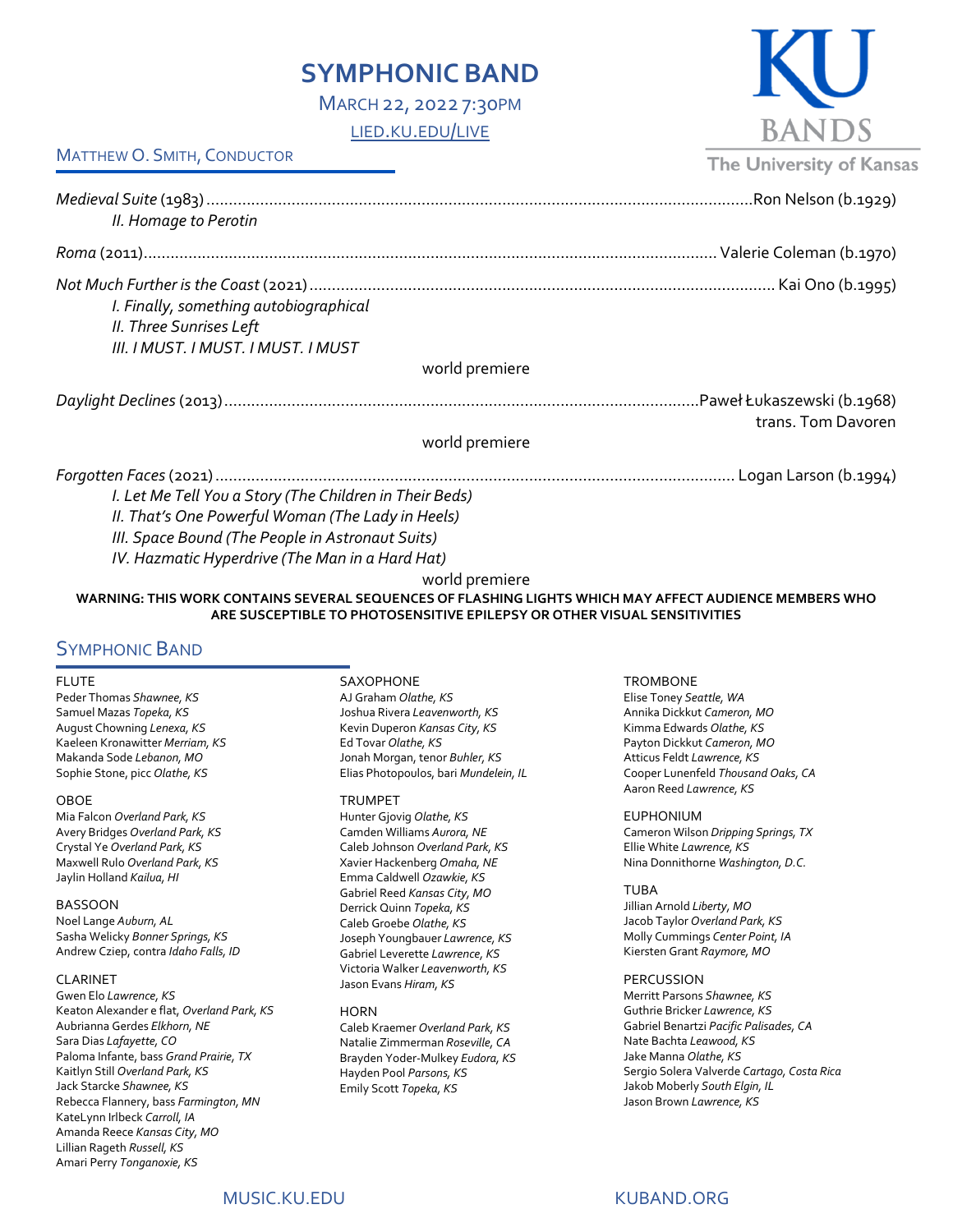# SYMPHONIC BAND

MARCH 22, 2022 7:30PM

LIED.KU.EDU/LIVE

MATTHEW O. SMITH, CONDUCTOR

KU BANDS
The University of Kansas

*Medieval Suite* (1983) ........ Ron Nelson (b.1929)
*II. Homage to Perotin*

*Roma* (2011) ........ Valerie Coleman (b.1970)

*Not Much Further is the Coast* (2021) ........ Kai Ono (b.1995)
*I. Finally, something autobiographical*
*II. Three Sunrises Left*
*III. I MUST. I MUST. I MUST. I MUST*

world premiere

*Daylight Declines* (2013) ........ Paweł Łukaszewski (b.1968)
trans. Tom Davoren

world premiere

*Forgotten Faces* (2021) ........ Logan Larson (b.1994)
*I. Let Me Tell You a Story (The Children in Their Beds)*
*II. That's One Powerful Woman (The Lady in Heels)*
*III. Space Bound (The People in Astronaut Suits)*
*IV. Hazmatic Hyperdrive (The Man in a Hard Hat)*

world premiere

**WARNING: THIS WORK CONTAINS SEVERAL SEQUENCES OF FLASHING LIGHTS WHICH MAY AFFECT AUDIENCE MEMBERS WHO ARE SUSCEPTIBLE TO PHOTOSENSITIVE EPILEPSY OR OTHER VISUAL SENSITIVITIES**

## SYMPHONIC BAND

FLUTE
Peder Thomas *Shawnee, KS*
Samuel Mazas *Topeka, KS*
August Chowning *Lenexa, KS*
Kaeleen Kronawitter *Merriam, KS*
Makanda Sode *Lebanon, MO*
Sophie Stone, picc *Olathe, KS*

OBOE
Mia Falcon *Overland Park, KS*
Avery Bridges *Overland Park, KS*
Crystal Ye *Overland Park, KS*
Maxwell Rulo *Overland Park, KS*
Jaylin Holland *Kailua, HI*

BASSOON
Noel Lange *Auburn, AL*
Sasha Welicky *Bonner Springs, KS*
Andrew Cziep, contra *Idaho Falls, ID*

CLARINET
Gwen Elo *Lawrence, KS*
Keaton Alexander e flat, *Overland Park, KS*
Aubrianna Gerdes *Elkhorn, NE*
Sara Dias *Lafayette, CO*
Paloma Infante, bass *Grand Prairie, TX*
Kaitlyn Still *Overland Park, KS*
Jack Starcke *Shawnee, KS*
Rebecca Flannery, bass *Farmington, MN*
KateLynn Irlbeck *Carroll, IA*
Amanda Reece *Kansas City, MO*
Lillian Rageth *Russell, KS*
Amari Perry *Tonganoxie, KS*

SAXOPHONE
AJ Graham *Olathe, KS*
Joshua Rivera *Leavenworth, KS*
Kevin Duperon *Kansas City, KS*
Ed Tovar *Olathe, KS*
Jonah Morgan, tenor *Buhler, KS*
Elias Photopoulos, bari *Mundelein, IL*

TRUMPET
Hunter Gjovig *Olathe, KS*
Camden Williams *Aurora, NE*
Caleb Johnson *Overland Park, KS*
Xavier Hackenberg *Omaha, NE*
Emma Caldwell *Ozawkie, KS*
Gabriel Reed *Kansas City, MO*
Derrick Quinn *Topeka, KS*
Caleb Groebe *Olathe, KS*
Joseph Youngbauer *Lawrence, KS*
Gabriel Leverette *Lawrence, KS*
Victoria Walker *Leavenworth, KS*
Jason Evans *Hiram, KS*

HORN
Caleb Kraemer *Overland Park, KS*
Natalie Zimmerman *Roseville, CA*
Brayden Yoder-Mulkey *Eudora, KS*
Hayden Pool *Parsons, KS*
Emily Scott *Topeka, KS*

TROMBONE
Elise Toney *Seattle, WA*
Annika Dickkut *Cameron, MO*
Kimma Edwards *Olathe, KS*
Payton Dickkut *Cameron, MO*
Atticus Feldt *Lawrence, KS*
Cooper Lunenfeld *Thousand Oaks, CA*
Aaron Reed *Lawrence, KS*

EUPHONIUM
Cameron Wilson *Dripping Springs, TX*
Ellie White *Lawrence, KS*
Nina Donnithorne *Washington, D.C.*

TUBA
Jillian Arnold *Liberty, MO*
Jacob Taylor *Overland Park, KS*
Molly Cummings *Center Point, IA*
Kiersten Grant *Raymore, MO*

PERCUSSION
Merritt Parsons *Shawnee, KS*
Guthrie Bricker *Lawrence, KS*
Gabriel Benartzi *Pacific Palisades, CA*
Nate Bachta *Leawood, KS*
Jake Manna *Olathe, KS*
Sergio Solera Valverde *Cartago, Costa Rica*
Jakob Moberly *South Elgin, IL*
Jason Brown *Lawrence, KS*

MUSIC.KU.EDU KUBAND.ORG